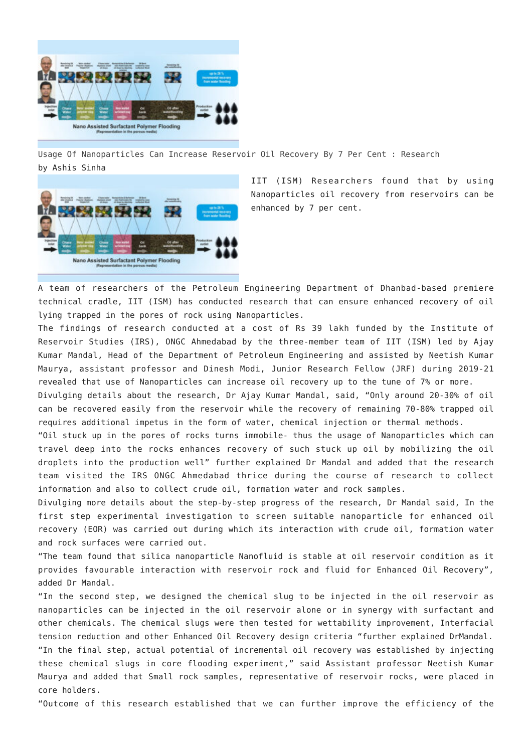Usage Of Nanoparticles Can Increase Reservoir Oil Recovery By 7 Per Cent : Research

by Ashis Sinha

IIT (ISM) Researchers found that by using Nanoparticles oil recovery from reservoirs can be enhanced by 7 per cent.

A team of researchers of the Petroleum Engineering Department of Dhanbad-based premiere technical cradle, IIT (ISM) has conducted research that can ensure enhanced recovery of oil lying trapped in the pores of rock using Nanoparticles.

The findings of research conducted at a cost of Rs 39 lakh funded by the Institute of Reservoir Studies (IRS), ONGC Ahmedabad by the three-member team of IIT (ISM) led by Ajay Kumar Mandal, Head of the Department of Petroleum Engineering and assisted by Neetish Kumar Maurya, assistant professor and Dinesh Modi, Junior Research Fellow (JRF) during 2019-21 revealed that use of Nanoparticles can increase oil recovery up to the tune of 7% or more.

Divulging details about the research, Dr Ajay Kumar Mandal, said, “Only around 20-30% of oil can be recovered easily from the reservoir while the recovery of remaining 70-80% trapped oil requires additional impetus in the form of water, chemical injection or thermal methods.

“Oil stuck up in the pores of rocks turns immobile- thus the usage of Nanoparticles which can travel deep into the rocks enhances recovery of such stuck up oil by mobilizing the oil droplets into the production well” further explained Dr Mandal and added that the research team visited the IRS ONGC Ahmedabad thrice during the course of research to collect information and also to collect crude oil, formation water and rock samples.

Divulging more details about the step-by-step progress of the research, Dr Mandal said, In the first step experimental investigation to screen suitable nanoparticle for enhanced oil recovery (EOR) was carried out during which its interaction with crude oil, formation water and rock surfaces were carried out.

“The team found that silica nanoparticle Nanofluid is stable at oil reservoir condition as it provides favourable interaction with reservoir rock and fluid for Enhanced Oil Recovery”, added Dr Mandal.

“In the second step, we designed the chemical slug to be injected in the oil reservoir as nanoparticles can be injected in the oil reservoir alone or in synergy with surfactant and other chemicals. The chemical slugs were then tested for wettability improvement, Interfacial tension reduction and other Enhanced Oil Recovery design criteria “further explained DrMandal.

“In the final step, actual potential of incremental oil recovery was established by injecting these chemical slugs in core flooding experiment,” said Assistant professor Neetish Kumar Maurya and added that Small rock samples, representative of reservoir rocks, were placed in core holders.

“Outcome of this research established that we can further improve the efficiency of the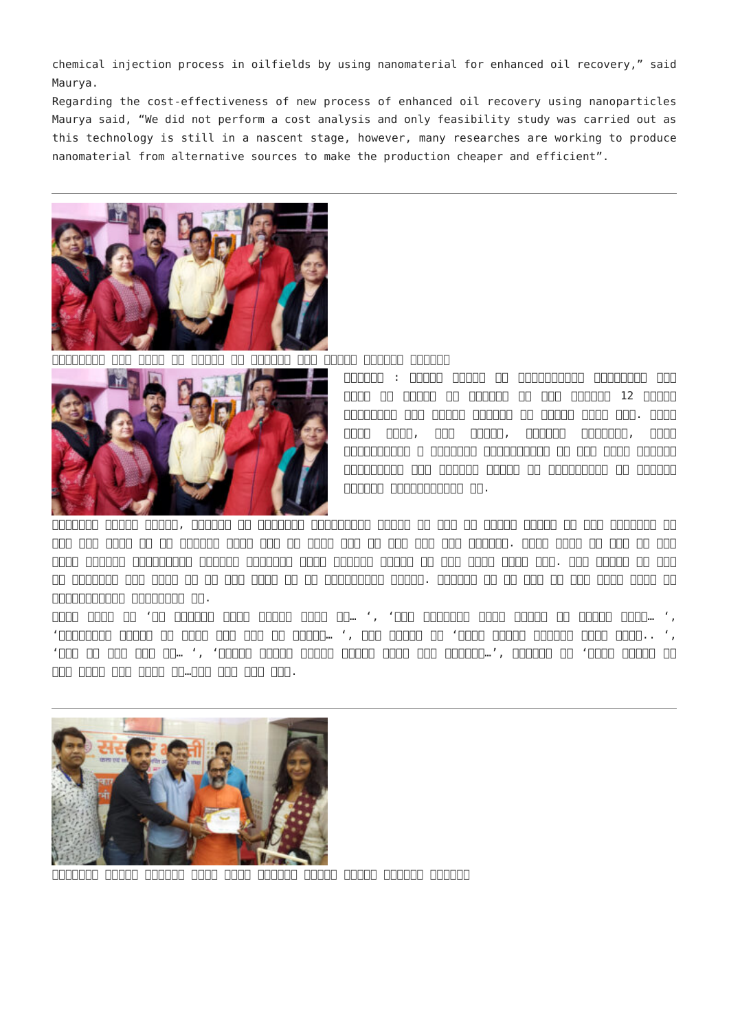chemical injection process in oilfields by using nanomaterial for enhanced oil recovery," said Maurya.

Regarding the cost-effectiveness of new process of enhanced oil recovery using nanoparticles Maurya said, "We did not perform a cost analysis and only feasibility study was carried out as this technology is still in a nascent stage, however, many researches are working to produce nanomaterial from alternative sources to make the production cheaper and efficient".

---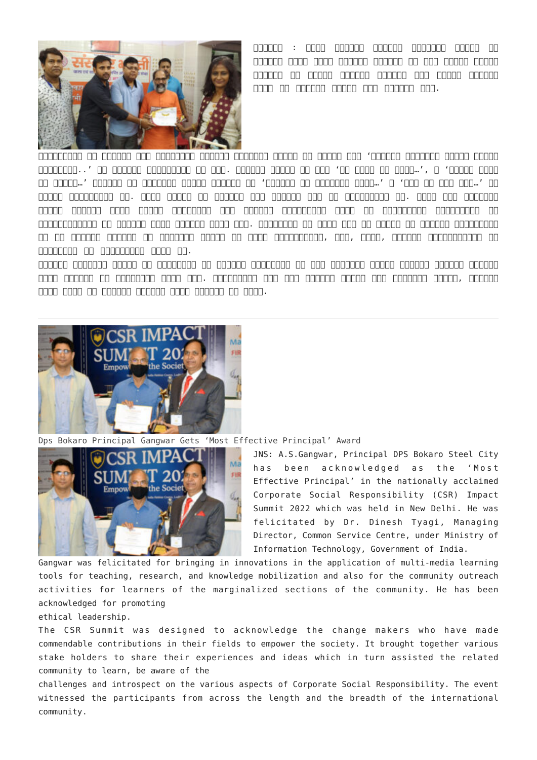Dps Bokaro Principal Gangwar Gets 'Most Effective Principal' Award

JNS: A.S.Gangwar, Principal DPS Bokaro Steel City has been acknowledged as the 'Most Effective Principal' in the nationally acclaimed Corporate Social Responsibility (CSR) Impact Summit 2022 which was held in New Delhi. He was felicitated by Dr. Dinesh Tyagi, Managing Director, Common Service Centre, under Ministry of Information Technology, Government of India.

Gangwar was felicitated for bringing in innovations in the application of multi-media learning tools for teaching, research, and knowledge mobilization and also for the community outreach activities for learners of the marginalized sections of the community. He has been acknowledged for promoting ethical leadership.

The CSR Summit was designed to acknowledge the change makers who have made commendable contributions in their fields to empower the society. It brought together various stake holders to share their experiences and ideas which in turn assisted the related community to learn, be aware of the challenges and introspect on the various aspects of Corporate Social Responsibility. The event witnessed the participants from across the length and the breadth of the international community.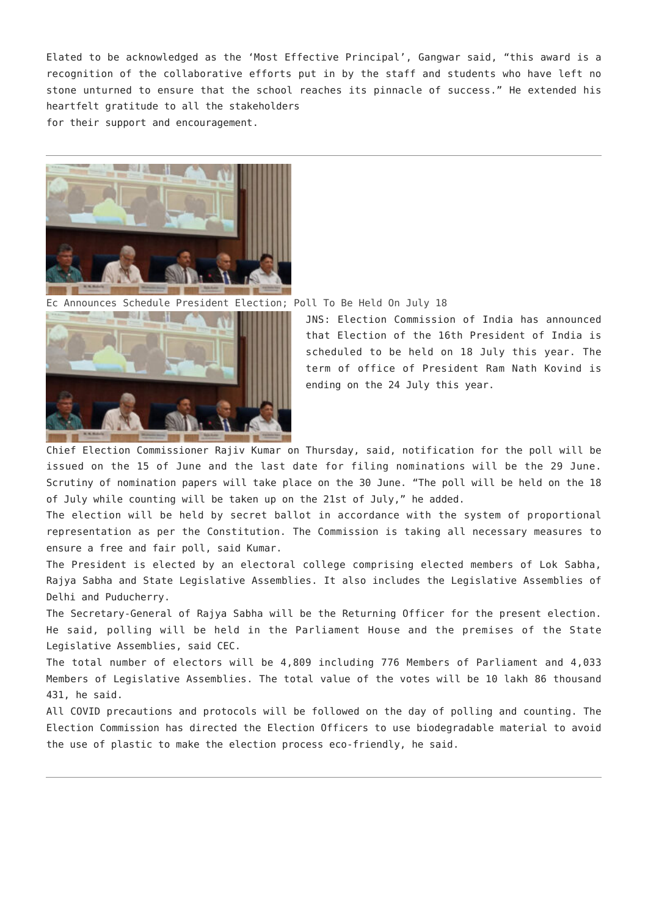Elated to be acknowledged as the ‘Most Effective Principal’, Gangwar said, “this award is a recognition of the collaborative efforts put in by the staff and students who have left no stone unturned to ensure that the school reaches its pinnacle of success.” He extended his heartfelt gratitude to all the stakeholders for their support and encouragement.

---

Ec Announces Schedule President Election; Poll To Be Held On July 18

JNS: Election Commission of India has announced that Election of the 16th President of India is scheduled to be held on 18 July this year. The term of office of President Ram Nath Kovind is ending on the 24 July this year.

Chief Election Commissioner Rajiv Kumar on Thursday, said, notification for the poll will be issued on the 15 of June and the last date for filing nominations will be the 29 June. Scrutiny of nomination papers will take place on the 30 June. “The poll will be held on the 18 of July while counting will be taken up on the 21st of July,” he added.

The election will be held by secret ballot in accordance with the system of proportional representation as per the Constitution. The Commission is taking all necessary measures to ensure a free and fair poll, said Kumar.

The President is elected by an electoral college comprising elected members of Lok Sabha, Rajya Sabha and State Legislative Assemblies. It also includes the Legislative Assemblies of Delhi and Puducherry.

The Secretary-General of Rajya Sabha will be the Returning Officer for the present election. He said, polling will be held in the Parliament House and the premises of the State Legislative Assemblies, said CEC.

The total number of electors will be 4,809 including 776 Members of Parliament and 4,033 Members of Legislative Assemblies. The total value of the votes will be 10 lakh 86 thousand 431, he said.

All COVID precautions and protocols will be followed on the day of polling and counting. The Election Commission has directed the Election Officers to use biodegradable material to avoid the use of plastic to make the election process eco-friendly, he said.

---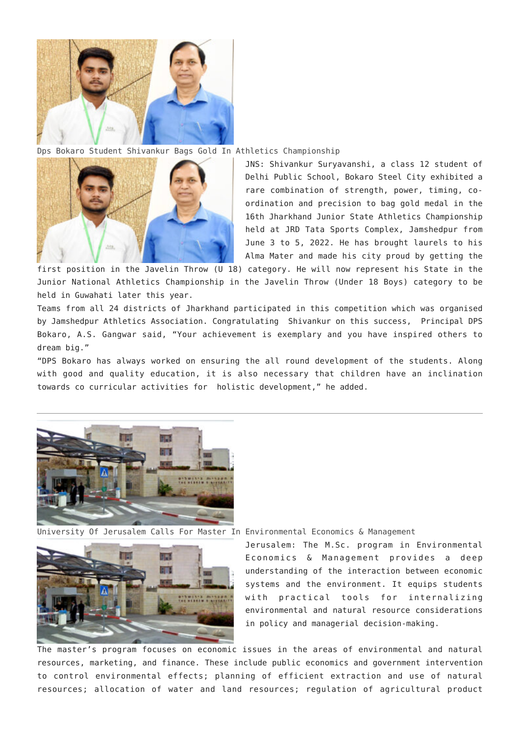Dps Bokaro Student Shivankur Bags Gold In Athletics Championship

JNS: Shivankur Suryavanshi, a class 12 student of Delhi Public School, Bokaro Steel City exhibited a rare combination of strength, power, timing, co-ordination and precision to bag gold medal in the 16th Jharkhand Junior State Athletics Championship held at JRD Tata Sports Complex, Jamshedpur from June 3 to 5, 2022. He has brought laurels to his Alma Mater and made his city proud by getting the first position in the Javelin Throw (U 18) category. He will now represent his State in the Junior National Athletics Championship in the Javelin Throw (Under 18 Boys) category to be held in Guwahati later this year.

Teams from all 24 districts of Jharkhand participated in this competition which was organised by Jamshedpur Athletics Association. Congratulating Shivankur on this success, Principal DPS Bokaro, A.S. Gangwar said, "Your achievement is exemplary and you have inspired others to dream big."

"DPS Bokaro has always worked on ensuring the all round development of the students. Along with good and quality education, it is also necessary that children have an inclination towards co curricular activities for holistic development," he added.

---

University Of Jerusalem Calls For Master In Environmental Economics & Management

Jerusalem: The M.Sc. program in Environmental Economics & Management provides a deep understanding of the interaction between economic systems and the environment. It equips students with practical tools for internalizing environmental and natural resource considerations in policy and managerial decision-making.

The master's program focuses on economic issues in the areas of environmental and natural resources, marketing, and finance. These include public economics and government intervention to control environmental effects; planning of efficient extraction and use of natural resources; allocation of water and land resources; regulation of agricultural product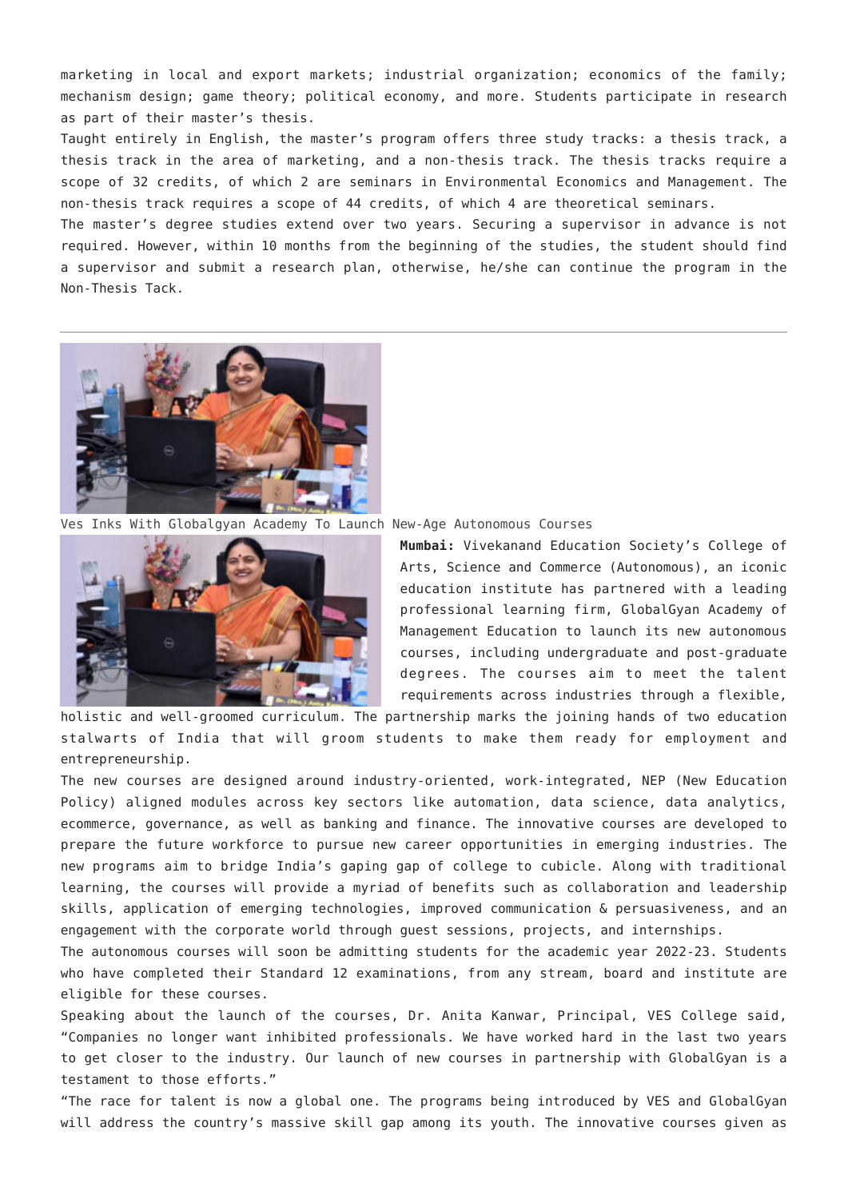marketing in local and export markets; industrial organization; economics of the family; mechanism design; game theory; political economy, and more. Students participate in research as part of their master's thesis.

Taught entirely in English, the master's program offers three study tracks: a thesis track, a thesis track in the area of marketing, and a non-thesis track. The thesis tracks require a scope of 32 credits, of which 2 are seminars in Environmental Economics and Management. The non-thesis track requires a scope of 44 credits, of which 4 are theoretical seminars.

The master's degree studies extend over two years. Securing a supervisor in advance is not required. However, within 10 months from the beginning of the studies, the student should find a supervisor and submit a research plan, otherwise, he/she can continue the program in the Non-Thesis Tack.

---

Ves Inks With Globalgyan Academy To Launch New-Age Autonomous Courses

**Mumbai:** Vivekanand Education Society's College of Arts, Science and Commerce (Autonomous), an iconic education institute has partnered with a leading professional learning firm, GlobalGyan Academy of Management Education to launch its new autonomous courses, including undergraduate and post-graduate degrees. The courses aim to meet the talent requirements across industries through a flexible, holistic and well-groomed curriculum. The partnership marks the joining hands of two education stalwarts of India that will groom students to make them ready for employment and entrepreneurship.

The new courses are designed around industry-oriented, work-integrated, NEP (New Education Policy) aligned modules across key sectors like automation, data science, data analytics, ecommerce, governance, as well as banking and finance. The innovative courses are developed to prepare the future workforce to pursue new career opportunities in emerging industries. The new programs aim to bridge India's gaping gap of college to cubicle. Along with traditional learning, the courses will provide a myriad of benefits such as collaboration and leadership skills, application of emerging technologies, improved communication & persuasiveness, and an engagement with the corporate world through guest sessions, projects, and internships.

The autonomous courses will soon be admitting students for the academic year 2022-23. Students who have completed their Standard 12 examinations, from any stream, board and institute are eligible for these courses.

Speaking about the launch of the courses, Dr. Anita Kanwar, Principal, VES College said, "Companies no longer want inhibited professionals. We have worked hard in the last two years to get closer to the industry. Our launch of new courses in partnership with GlobalGyan is a testament to those efforts."

"The race for talent is now a global one. The programs being introduced by VES and GlobalGyan will address the country's massive skill gap among its youth. The innovative courses given as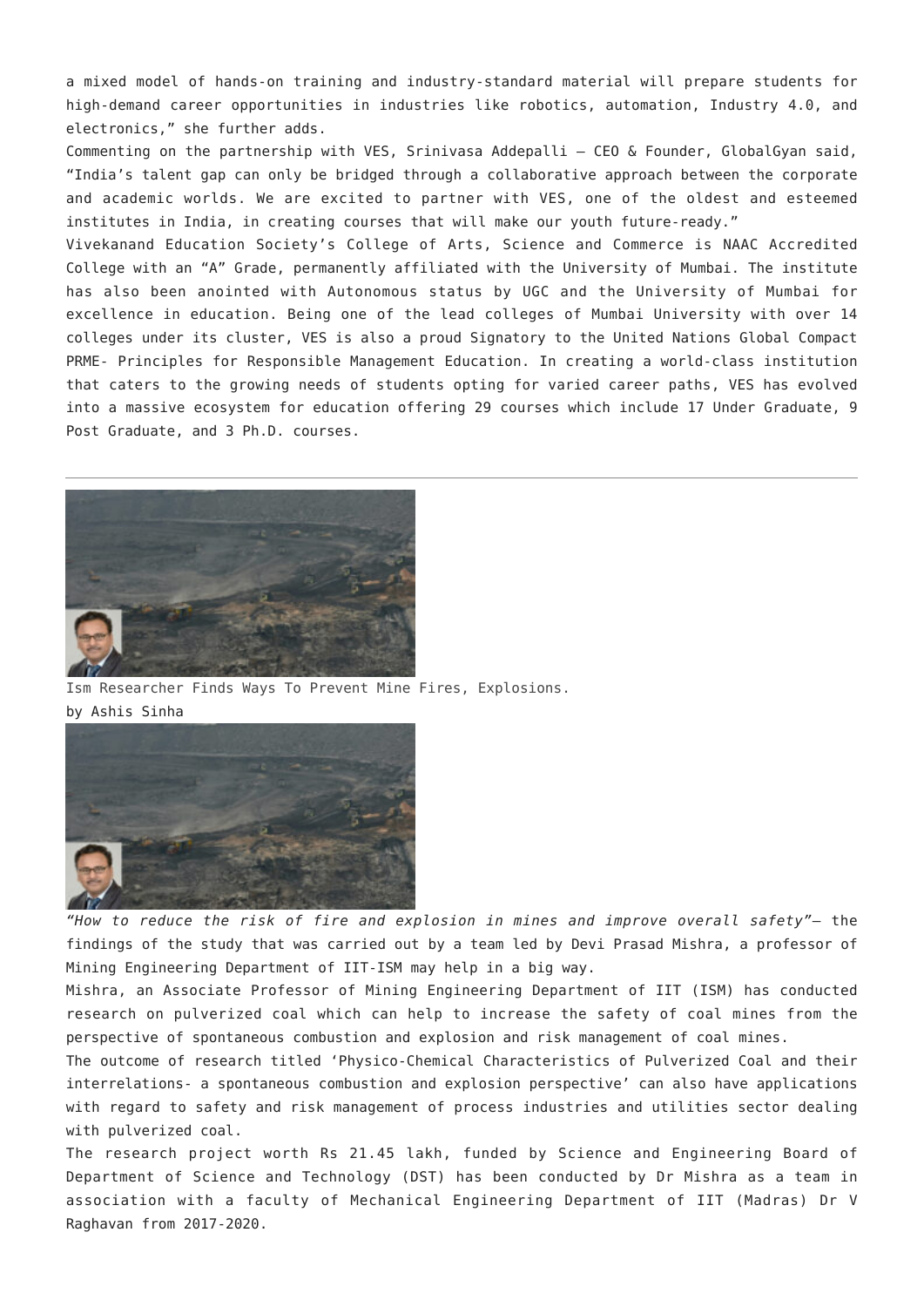a mixed model of hands-on training and industry-standard material will prepare students for high-demand career opportunities in industries like robotics, automation, Industry 4.0, and electronics," she further adds.

Commenting on the partnership with VES, Srinivasa Addepalli – CEO & Founder, GlobalGyan said, "India's talent gap can only be bridged through a collaborative approach between the corporate and academic worlds. We are excited to partner with VES, one of the oldest and esteemed institutes in India, in creating courses that will make our youth future-ready."

Vivekanand Education Society's College of Arts, Science and Commerce is NAAC Accredited College with an "A" Grade, permanently affiliated with the University of Mumbai. The institute has also been anointed with Autonomous status by UGC and the University of Mumbai for excellence in education. Being one of the lead colleges of Mumbai University with over 14 colleges under its cluster, VES is also a proud Signatory to the United Nations Global Compact PRME- Principles for Responsible Management Education. In creating a world-class institution that caters to the growing needs of students opting for varied career paths, VES has evolved into a massive ecosystem for education offering 29 courses which include 17 Under Graduate, 9 Post Graduate, and 3 Ph.D. courses.

---

Ism Researcher Finds Ways To Prevent Mine Fires, Explosions.

by Ashis Sinha

*"How to reduce the risk of fire and explosion in mines and improve overall safety"*– the findings of the study that was carried out by a team led by Devi Prasad Mishra, a professor of Mining Engineering Department of IIT-ISM may help in a big way.

Mishra, an Associate Professor of Mining Engineering Department of IIT (ISM) has conducted research on pulverized coal which can help to increase the safety of coal mines from the perspective of spontaneous combustion and explosion and risk management of coal mines.

The outcome of research titled 'Physico-Chemical Characteristics of Pulverized Coal and their interrelations- a spontaneous combustion and explosion perspective' can also have applications with regard to safety and risk management of process industries and utilities sector dealing with pulverized coal.

The research project worth Rs 21.45 lakh, funded by Science and Engineering Board of Department of Science and Technology (DST) has been conducted by Dr Mishra as a team in association with a faculty of Mechanical Engineering Department of IIT (Madras) Dr V Raghavan from 2017-2020.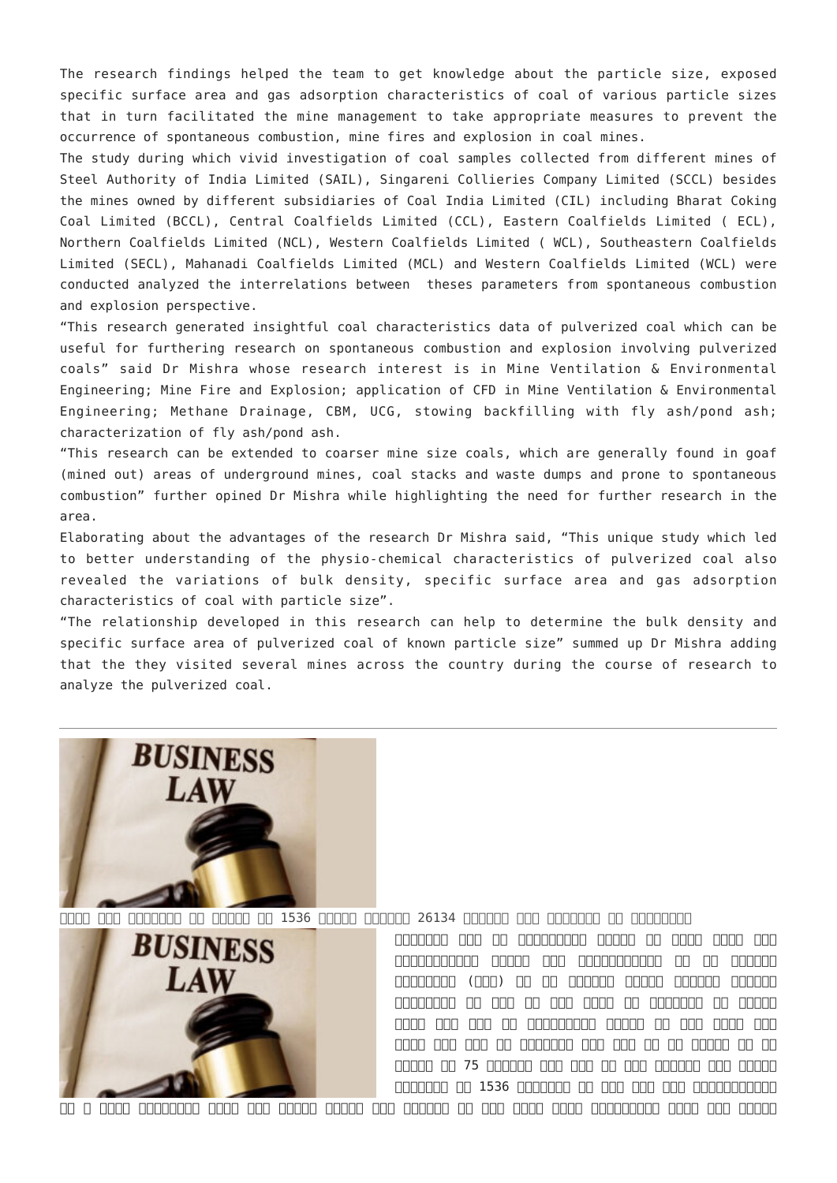The research findings helped the team to get knowledge about the particle size, exposed specific surface area and gas adsorption characteristics of coal of various particle sizes that in turn facilitated the mine management to take appropriate measures to prevent the occurrence of spontaneous combustion, mine fires and explosion in coal mines.

The study during which vivid investigation of coal samples collected from different mines of Steel Authority of India Limited (SAIL), Singareni Collieries Company Limited (SCCL) besides the mines owned by different subsidiaries of Coal India Limited (CIL) including Bharat Coking Coal Limited (BCCL), Central Coalfields Limited (CCL), Eastern Coalfields Limited ( ECL), Northern Coalfields Limited (NCL), Western Coalfields Limited ( WCL), Southeastern Coalfields Limited (SECL), Mahanadi Coalfields Limited (MCL) and Western Coalfields Limited (WCL) were conducted analyzed the interrelations between theses parameters from spontaneous combustion and explosion perspective.

"This research generated insightful coal characteristics data of pulverized coal which can be useful for furthering research on spontaneous combustion and explosion involving pulverized coals" said Dr Mishra whose research interest is in Mine Ventilation & Environmental Engineering; Mine Fire and Explosion; application of CFD in Mine Ventilation & Environmental Engineering; Methane Drainage, CBM, UCG, stowing backfilling with fly ash/pond ash; characterization of fly ash/pond ash.

"This research can be extended to coarser mine size coals, which are generally found in goaf (mined out) areas of underground mines, coal stacks and waste dumps and prone to spontaneous combustion" further opined Dr Mishra while highlighting the need for further research in the area.

Elaborating about the advantages of the research Dr Mishra said, "This unique study which led to better understanding of the physio-chemical characteristics of pulverized coal also revealed the variations of bulk density, specific surface area and gas adsorption characteristics of coal with particle size".

"The relationship developed in this research can help to determine the bulk density and specific surface area of pulverized coal of known particle size" summed up Dr Mishra adding that the they visited several mines across the country during the course of research to analyze the pulverized coal.

---